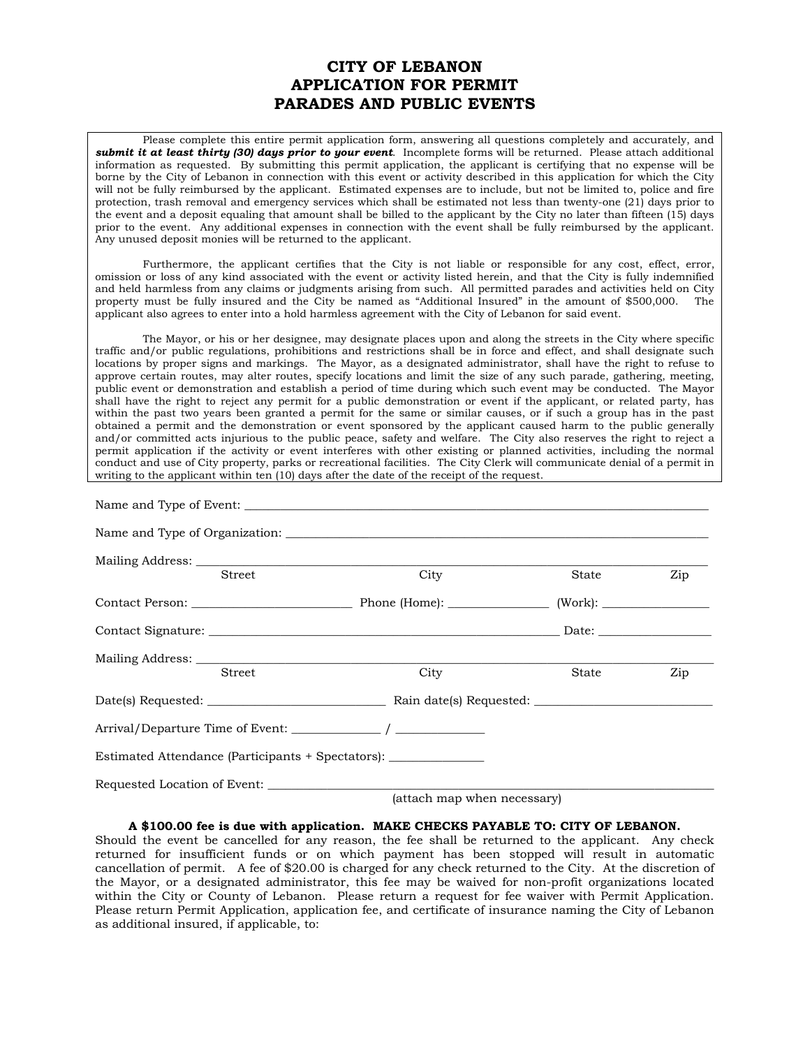# CITY OF LEBANON
# APPLICATION FOR PERMIT
# PARADES AND PUBLIC EVENTS

Please complete this entire permit application form, answering all questions completely and accurately, and ***submit it at least thirty (30) days prior to your event***. Incomplete forms will be returned. Please attach additional information as requested. By submitting this permit application, the applicant is certifying that no expense will be borne by the City of Lebanon in connection with this event or activity described in this application for which the City will not be fully reimbursed by the applicant. Estimated expenses are to include, but not be limited to, police and fire protection, trash removal and emergency services which shall be estimated not less than twenty-one (21) days prior to the event and a deposit equaling that amount shall be billed to the applicant by the City no later than fifteen (15) days prior to the event. Any additional expenses in connection with the event shall be fully reimbursed by the applicant. Any unused deposit monies will be returned to the applicant.

Furthermore, the applicant certifies that the City is not liable or responsible for any cost, effect, error, omission or loss of any kind associated with the event or activity listed herein, and that the City is fully indemnified and held harmless from any claims or judgments arising from such. All permitted parades and activities held on City property must be fully insured and the City be named as "Additional Insured" in the amount of $500,000. The applicant also agrees to enter into a hold harmless agreement with the City of Lebanon for said event.

The Mayor, or his or her designee, may designate places upon and along the streets in the City where specific traffic and/or public regulations, prohibitions and restrictions shall be in force and effect, and shall designate such locations by proper signs and markings. The Mayor, as a designated administrator, shall have the right to refuse to approve certain routes, may alter routes, specify locations and limit the size of any such parade, gathering, meeting, public event or demonstration and establish a period of time during which such event may be conducted. The Mayor shall have the right to reject any permit for a public demonstration or event if the applicant, or related party, has within the past two years been granted a permit for the same or similar causes, or if such a group has in the past obtained a permit and the demonstration or event sponsored by the applicant caused harm to the public generally and/or committed acts injurious to the public peace, safety and welfare. The City also reserves the right to reject a permit application if the activity or event interferes with other existing or planned activities, including the normal conduct and use of City property, parks or recreational facilities. The City Clerk will communicate denial of a permit in writing to the applicant within ten (10) days after the date of the receipt of the request.

Name and Type of Event: ________________________________________________

Name and Type of Organization: ________________________________________________

Mailing Address: ________________________________________________
Street City State Zip

Contact Person: ____________________ Phone (Home): ______________ (Work): ______________

Contact Signature: ________________________________________ Date: ______________

Mailing Address: ________________________________________________
Street City State Zip

Date(s) Requested: ______________________ Rain date(s) Requested: ______________________

Arrival/Departure Time of Event: ____________ / ____________

Estimated Attendance (Participants + Spectators): ______________

Requested Location of Event: ________________________________________________
(attach map when necessary)

**A $100.00 fee is due with application. MAKE CHECKS PAYABLE TO: CITY OF LEBANON.**
Should the event be cancelled for any reason, the fee shall be returned to the applicant. Any check returned for insufficient funds or on which payment has been stopped will result in automatic cancellation of permit. A fee of $20.00 is charged for any check returned to the City. At the discretion of the Mayor, or a designated administrator, this fee may be waived for non-profit organizations located within the City or County of Lebanon. Please return a request for fee waiver with Permit Application. Please return Permit Application, application fee, and certificate of insurance naming the City of Lebanon as additional insured, if applicable, to: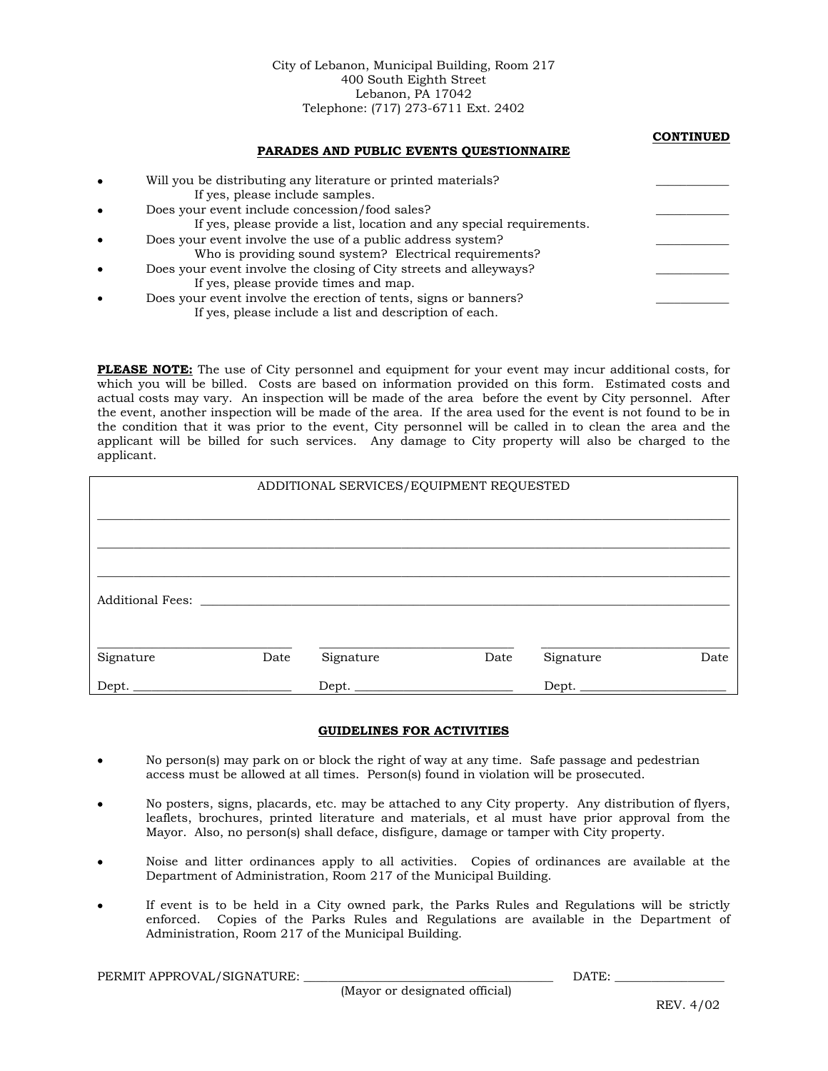City of Lebanon, Municipal Building, Room 217
400 South Eighth Street
Lebanon, PA 17042
Telephone: (717) 273-6711 Ext. 2402

**CONTINUED**

## PARADES AND PUBLIC EVENTS QUESTIONNAIRE

- Will you be distributing any literature or printed materials? ____________
  If yes, please include samples.
- Does your event include concession/food sales? ____________
  If yes, please provide a list, location and any special requirements.
- Does your event involve the use of a public address system? ____________
  Who is providing sound system? Electrical requirements?
- Does your event involve the closing of City streets and alleyways? ____________
  If yes, please provide times and map.
- Does your event involve the erection of tents, signs or banners? ____________
  If yes, please include a list and description of each.

**PLEASE NOTE:** The use of City personnel and equipment for your event may incur additional costs, for which you will be billed. Costs are based on information provided on this form. Estimated costs and actual costs may vary. An inspection will be made of the area before the event by City personnel. After the event, another inspection will be made of the area. If the area used for the event is not found to be in the condition that it was prior to the event, City personnel will be called in to clean the area and the applicant will be billed for such services. Any damage to City property will also be charged to the applicant.

ADDITIONAL SERVICES/EQUIPMENT REQUESTED

_______________________________________________________________________________

_______________________________________________________________________________

_______________________________________________________________________________

Additional Fees: ________________________________________________________________

| | | |
|---|---|---|
| ____________________ | ____________________ | ____________________ |
| Signature Date | Signature Date | Signature Date |
| Dept. ______________ | Dept. ______________ | Dept. ______________ |

## GUIDELINES FOR ACTIVITIES

- No person(s) may park on or block the right of way at any time. Safe passage and pedestrian access must be allowed at all times. Person(s) found in violation will be prosecuted.
- No posters, signs, placards, etc. may be attached to any City property. Any distribution of flyers, leaflets, brochures, printed literature and materials, et al must have prior approval from the Mayor. Also, no person(s) shall deface, disfigure, damage or tamper with City property.
- Noise and litter ordinances apply to all activities. Copies of ordinances are available at the Department of Administration, Room 217 of the Municipal Building.
- If event is to be held in a City owned park, the Parks Rules and Regulations will be strictly enforced. Copies of the Parks Rules and Regulations are available in the Department of Administration, Room 217 of the Municipal Building.

PERMIT APPROVAL/SIGNATURE: ______________________________ DATE: ______________
(Mayor or designated official)

REV. 4/02